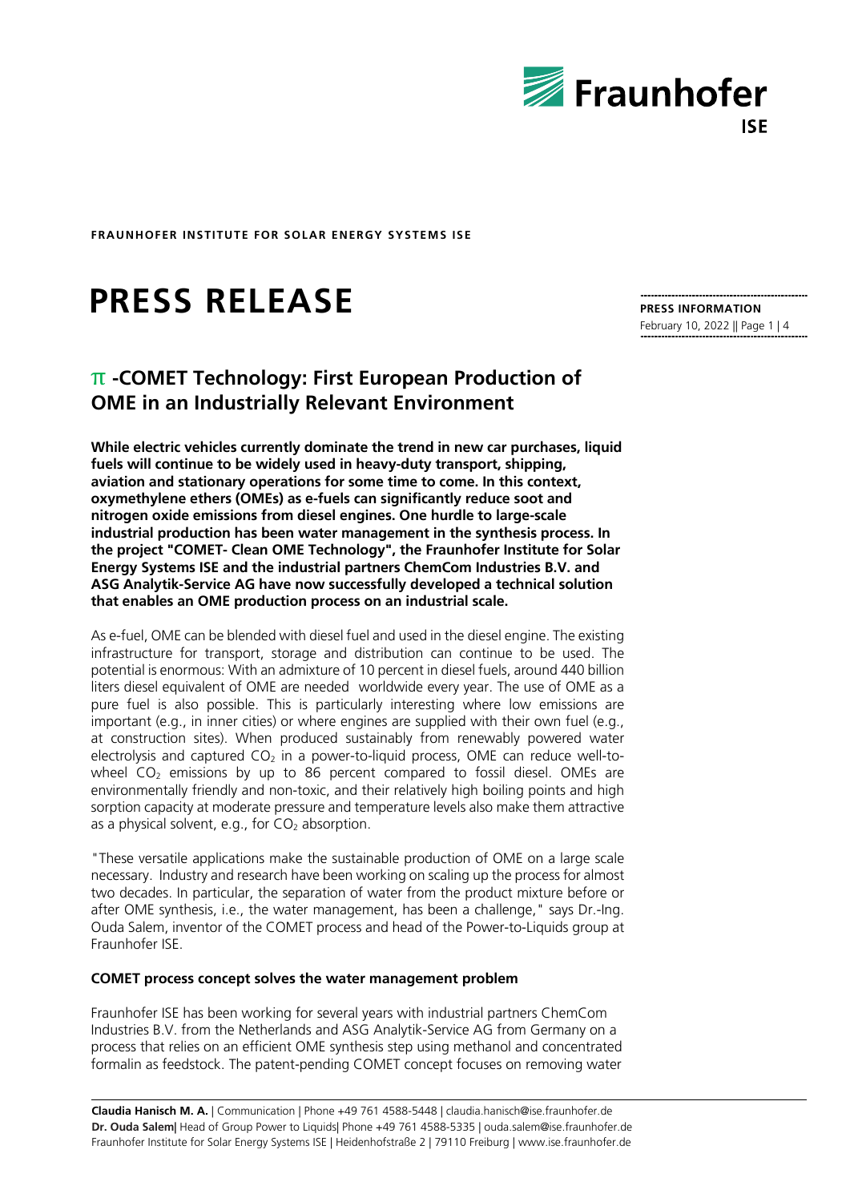**FRAUNHOFER INSTITUTE FOR SOLAR ENERGY SYSTEMS ISE**

# PRESS RELEASE

**PRESS INFORMATION**
February 10, 2022

## π -COMET Technology: First European Production of OME in an Industrially Relevant Environment

**While electric vehicles currently dominate the trend in new car purchases, liquid fuels will continue to be widely used in heavy-duty transport, shipping, aviation and stationary operations for some time to come. In this context, oxymethylene ethers (OMEs) as e-fuels can significantly reduce soot and nitrogen oxide emissions from diesel engines. One hurdle to large-scale industrial production has been water management in the synthesis process. In the project "COMET- Clean OME Technology", the Fraunhofer Institute for Solar Energy Systems ISE and the industrial partners ChemCom Industries B.V. and ASG Analytik-Service AG have now successfully developed a technical solution that enables an OME production process on an industrial scale.**

As e-fuel, OME can be blended with diesel fuel and used in the diesel engine. The existing infrastructure for transport, storage and distribution can continue to be used. The potential is enormous: With an admixture of 10 percent in diesel fuels, around 440 billion liters diesel equivalent of OME are needed worldwide every year. The use of OME as a pure fuel is also possible. This is particularly interesting where low emissions are important (e.g., in inner cities) or where engines are supplied with their own fuel (e.g., at construction sites). When produced sustainably from renewably powered water electrolysis and captured $CO_2$ in a power-to-liquid process, OME can reduce well-to-wheel $CO_2$ emissions by up to 86 percent compared to fossil diesel. OMEs are environmentally friendly and non-toxic, and their relatively high boiling points and high sorption capacity at moderate pressure and temperature levels also make them attractive as a physical solvent, e.g., for $CO_2$ absorption.

"These versatile applications make the sustainable production of OME on a large scale necessary. Industry and research have been working on scaling up the process for almost two decades. In particular, the separation of water from the product mixture before or after OME synthesis, i.e., the water management, has been a challenge," says Dr.-Ing. Ouda Salem, inventor of the COMET process and head of the Power-to-Liquids group at Fraunhofer ISE.

### COMET process concept solves the water management problem

Fraunhofer ISE has been working for several years with industrial partners ChemCom Industries B.V. from the Netherlands and ASG Analytik-Service AG from Germany on a process that relies on an efficient OME synthesis step using methanol and concentrated formalin as feedstock. The patent-pending COMET concept focuses on removing water

**Claudia Hanisch M. A.** | Communication | Phone +49 761 4588-5448 | claudia.hanisch@ise.fraunhofer.de
**Dr. Ouda Salem** | Head of Group Power to Liquids | Phone +49 761 4588-5335 | ouda.salem@ise.fraunhofer.de
Fraunhofer Institute for Solar Energy Systems ISE | Heidenhofstraße 2 | 79110 Freiburg | www.ise.fraunhofer.de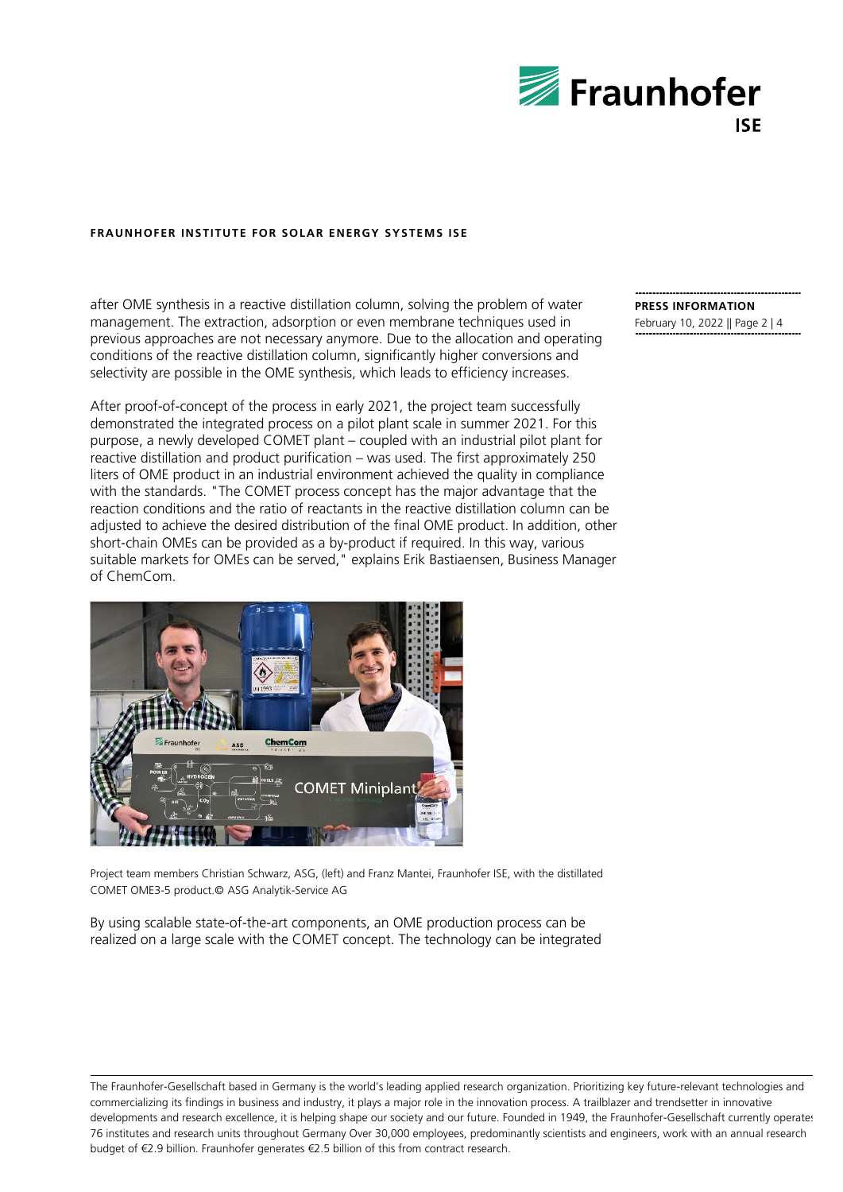after OME synthesis in a reactive distillation column, solving the problem of water management. The extraction, adsorption or even membrane techniques used in previous approaches are not necessary anymore. Due to the allocation and operating conditions of the reactive distillation column, significantly higher conversions and selectivity are possible in the OME synthesis, which leads to efficiency increases.

After proof-of-concept of the process in early 2021, the project team successfully demonstrated the integrated process on a pilot plant scale in summer 2021. For this purpose, a newly developed COMET plant – coupled with an industrial pilot plant for reactive distillation and product purification – was used. The first approximately 250 liters of OME product in an industrial environment achieved the quality in compliance with the standards. "The COMET process concept has the major advantage that the reaction conditions and the ratio of reactants in the reactive distillation column can be adjusted to achieve the desired distribution of the final OME product. In addition, other short-chain OMEs can be provided as a by-product if required. In this way, various suitable markets for OMEs can be served," explains Erik Bastiaensen, Business Manager of ChemCom.

Project team members Christian Schwarz, ASG, (left) and Franz Mantei, Fraunhofer ISE, with the distilled COMET OME3-5 product.© ASG Analytik-Service AG

By using scalable state-of-the-art components, an OME production process can be realized on a large scale with the COMET concept. The technology can be integrated

The Fraunhofer-Gesellschaft based in Germany is the world's leading applied research organization. Prioritizing key future-relevant technologies and commercializing its findings in business and industry, it plays a major role in the innovation process. A trailblazer and trendsetter in innovative developments and research excellence, it is helping shape our society and our future. Founded in 1949, the Fraunhofer-Gesellschaft currently operates 76 institutes and research units throughout Germany Over 30,000 employees, predominantly scientists and engineers, work with an annual research budget of €2.9 billion. Fraunhofer generates €2.5 billion of this from contract research.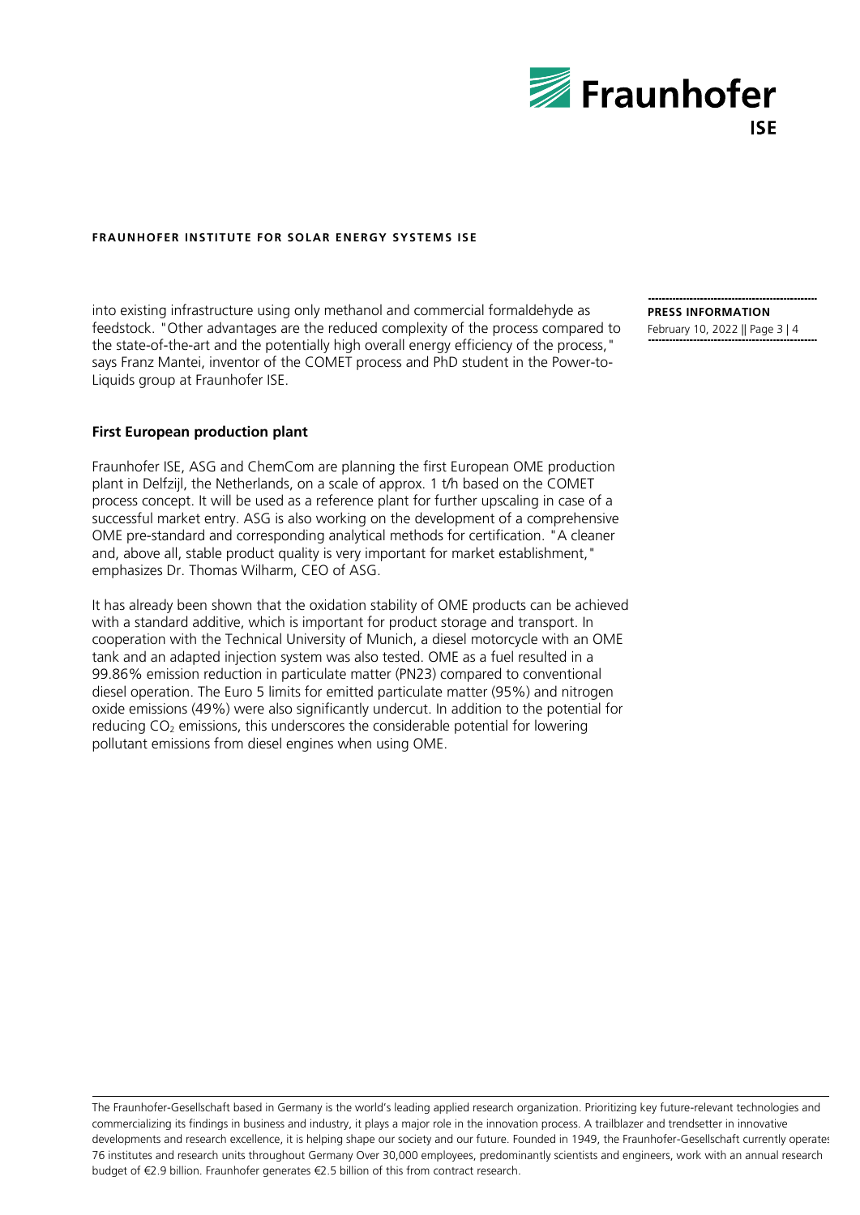into existing infrastructure using only methanol and commercial formaldehyde as feedstock. "Other advantages are the reduced complexity of the process compared to the state-of-the-art and the potentially high overall energy efficiency of the process," says Franz Mantei, inventor of the COMET process and PhD student in the Power-to-Liquids group at Fraunhofer ISE.

**First European production plant**

Fraunhofer ISE, ASG and ChemCom are planning the first European OME production plant in Delfzijl, the Netherlands, on a scale of approx. 1 t/h based on the COMET process concept. It will be used as a reference plant for further upscaling in case of a successful market entry. ASG is also working on the development of a comprehensive OME pre-standard and corresponding analytical methods for certification. "A cleaner and, above all, stable product quality is very important for market establishment," emphasizes Dr. Thomas Wilharm, CEO of ASG.

It has already been shown that the oxidation stability of OME products can be achieved with a standard additive, which is important for product storage and transport. In cooperation with the Technical University of Munich, a diesel motorcycle with an OME tank and an adapted injection system was also tested. OME as a fuel resulted in a 99.86% emission reduction in particulate matter (PN23) compared to conventional diesel operation. The Euro 5 limits for emitted particulate matter (95%) and nitrogen oxide emissions (49%) were also significantly undercut. In addition to the potential for reducing $CO_2$ emissions, this underscores the considerable potential for lowering pollutant emissions from diesel engines when using OME.

The Fraunhofer-Gesellschaft based in Germany is the world's leading applied research organization. Prioritizing key future-relevant technologies and commercializing its findings in business and industry, it plays a major role in the innovation process. A trailblazer and trendsetter in innovative developments and research excellence, it is helping shape our society and our future. Founded in 1949, the Fraunhofer-Gesellschaft currently operates 76 institutes and research units throughout Germany Over 30,000 employees, predominantly scientists and engineers, work with an annual research budget of €2.9 billion. Fraunhofer generates €2.5 billion of this from contract research.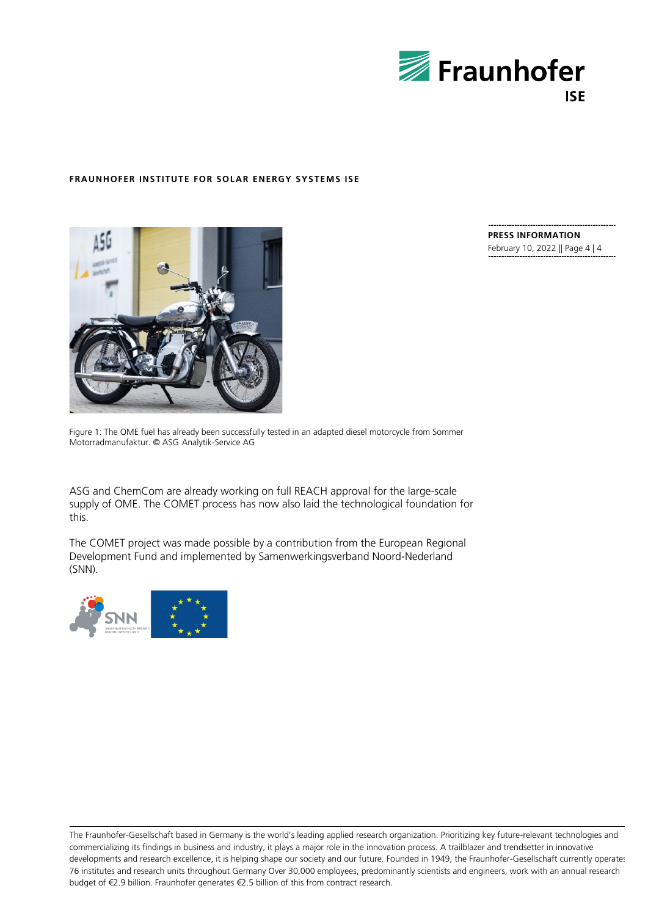Figure 1: The OME fuel has already been successfully tested in an adapted diesel motorcycle from Sommer Motorradmanufaktur. © ASG Analytik-Service AG

ASG and ChemCom are already working on full REACH approval for the large-scale supply of OME. The COMET process has now also laid the technological foundation for this.

The COMET project was made possible by a contribution from the European Regional Development Fund and implemented by Samenwerkingsverband Noord-Nederland (SNN).

The Fraunhofer-Gesellschaft based in Germany is the world's leading applied research organization. Prioritizing key future-relevant technologies and commercializing its findings in business and industry, it plays a major role in the innovation process. A trailblazer and trendsetter in innovative developments and research excellence, it is helping shape our society and our future. Founded in 1949, the Fraunhofer-Gesellschaft currently operates 76 institutes and research units throughout Germany Over 30,000 employees, predominantly scientists and engineers, work with an annual research budget of €2.9 billion. Fraunhofer generates €2.5 billion of this from contract research.